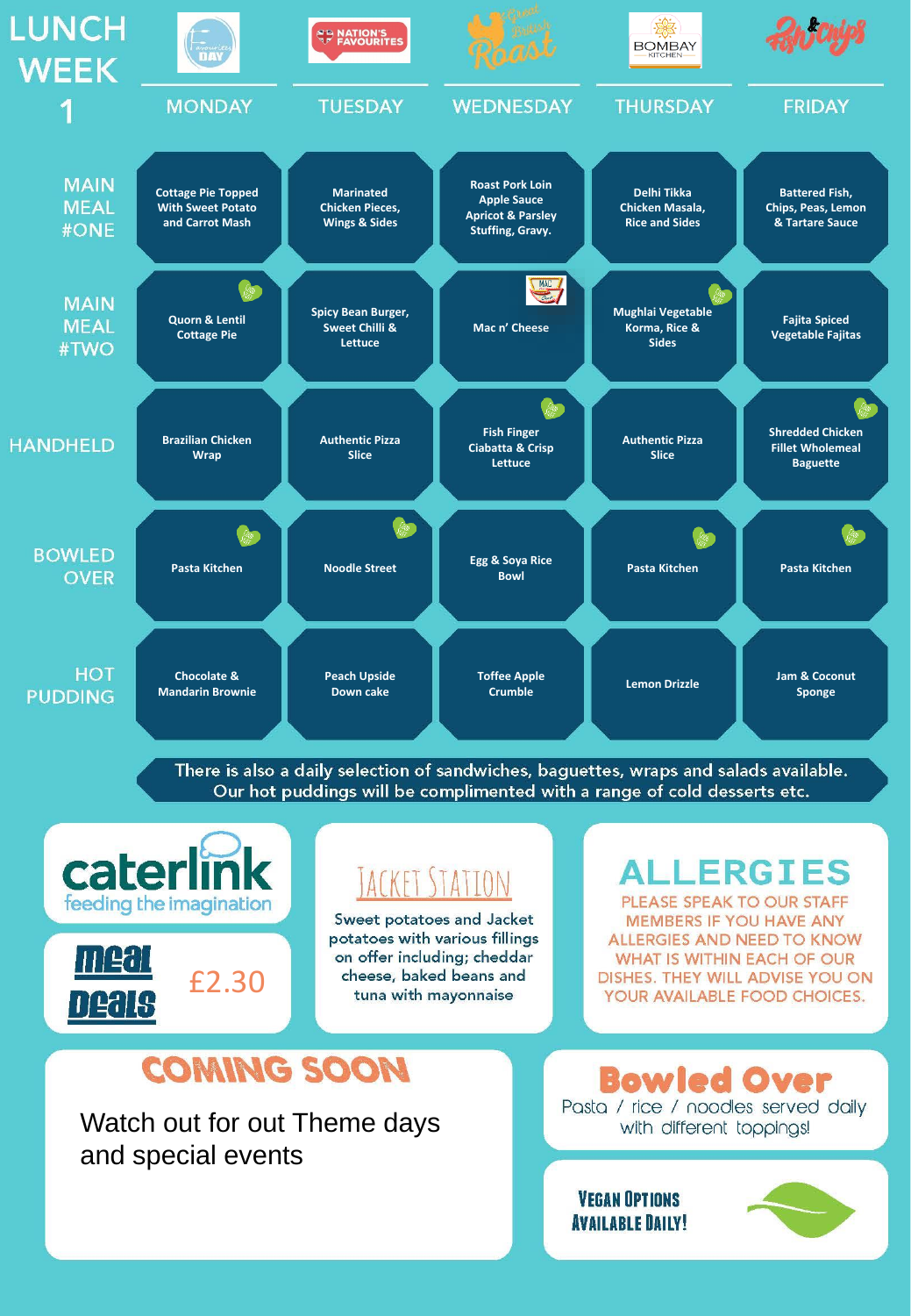# LUNCH WEEK 1

| | MONDAY | TUESDAY | WEDNESDAY | THURSDAY | FRIDAY |
|---|---|---|---|---|---|
| MAIN MEAL #ONE | Cottage Pie Topped With Sweet Potato and Carrot Mash | Marinated Chicken Pieces, Wings & Sides | Roast Pork Loin Apple Sauce Apricot & Parsley Stuffing, Gravy. | Delhi Tikka Chicken Masala, Rice and Sides | Battered Fish, Chips, Peas, Lemon & Tartare Sauce |
| MAIN MEAL #TWO | Quorn & Lentil Cottage Pie | Spicy Bean Burger, Sweet Chilli & Lettuce | Mac n' Cheese | Mughlai Vegetable Korma, Rice & Sides | Fajita Spiced Vegetable Fajitas |
| HANDHELD | Brazilian Chicken Wrap | Authentic Pizza Slice | Fish Finger Ciabatta & Crisp Lettuce | Authentic Pizza Slice | Shredded Chicken Fillet Wholemeal Baguette |
| BOWLED OVER | Pasta Kitchen | Noodle Street | Egg & Soya Rice Bowl | Pasta Kitchen | Pasta Kitchen |
| HOT PUDDING | Chocolate & Mandarin Brownie | Peach Upside Down cake | Toffee Apple Crumble | Lemon Drizzle | Jam & Coconut Sponge |

There is also a daily selection of sandwiches, baguettes, wraps and salads available. Our hot puddings will be complimented with a range of cold desserts etc.

caterlink feeding the imagination

Meal Deals £2.30

## JACKET STATION

Sweet potatoes and Jacket potatoes with various fillings on offer including; cheddar cheese, baked beans and tuna with mayonnaise

## ALLERGIES

PLEASE SPEAK TO OUR STAFF MEMBERS IF YOU HAVE ANY ALLERGIES AND NEED TO KNOW WHAT IS WITHIN EACH OF OUR DISHES. THEY WILL ADVISE YOU ON YOUR AVAILABLE FOOD CHOICES.

## COMING SOON

Watch out for out Theme days and special events

## Bowled Over

Pasta / rice / noodles served daily with different toppings!

**VEGAN OPTIONS AVAILABLE DAILY!**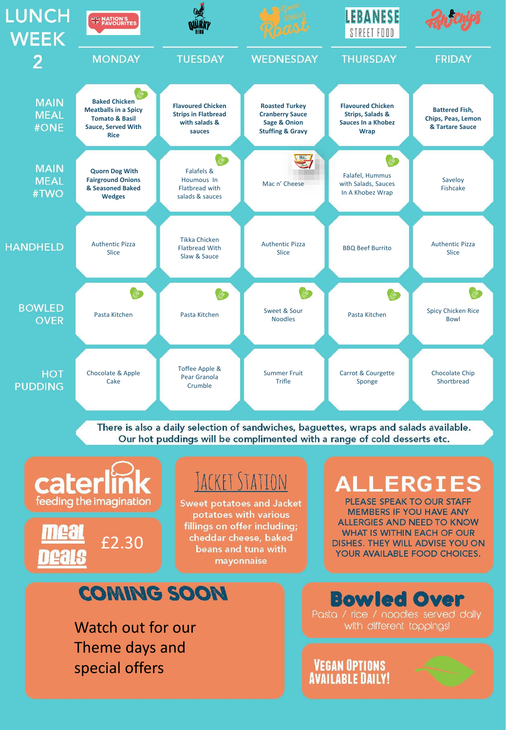# LUNCH WEEK 2

| | MONDAY | TUESDAY | WEDNESDAY | THURSDAY | FRIDAY |
|---|---|---|---|---|---|
| MAIN MEAL #ONE | **Baked Chicken Meatballs in a Spicy Tomato & Basil Sauce, Served With Rice** | **Flavoured Chicken Strips in Flatbread with salads & sauces** | **Roasted Turkey Cranberry Sauce Sage & Onion Stuffing & Gravy** | **Flavoured Chicken Strips, Salads & Sauces In a Khobez Wrap** | **Battered Fish, Chips, Peas, Lemon & Tartare Sauce** |
| MAIN MEAL #TWO | **Quorn Dog With Fairground Onions & Seasoned Baked Wedges** | Falafels & Houmous In Flatbread with salads & sauces | Mac n' Cheese | Falafel, Hummus with Salads, Sauces In A Khobez Wrap | Saveloy Fishcake |
| HANDHELD | Authentic Pizza Slice | Tikka Chicken Flatbread With Slaw & Sauce | Authentic Pizza Slice | BBQ Beef Burrito | Authentic Pizza Slice |
| BOWLED OVER | Pasta Kitchen | Pasta Kitchen | Sweet & Sour Noodles | Pasta Kitchen | Spicy Chicken Rice Bowl |
| HOT PUDDING | Chocolate & Apple Cake | Toffee Apple & Pear Granola Crumble | Summer Fruit Trifle | Carrot & Courgette Sponge | Chocolate Chip Shortbread |

There is also a daily selection of sandwiches, baguettes, wraps and salads available. Our hot puddings will be complimented with a range of cold desserts etc.

caterlink feeding the imagination

Meal Deals £2.30

## JACKET STATION

Sweet potatoes and Jacket potatoes with various fillings on offer including; cheddar cheese, baked beans and tuna with mayonnaise

## ALLERGIES

PLEASE SPEAK TO OUR STAFF MEMBERS IF YOU HAVE ANY ALLERGIES AND NEED TO KNOW WHAT IS WITHIN EACH OF OUR DISHES. THEY WILL ADVISE YOU ON YOUR AVAILABLE FOOD CHOICES.

## COMING SOON

Watch out for our Theme days and special offers

## Bowled Over

Pasta / rice / noodles served daily with different toppings!

VEGAN OPTIONS AVAILABLE DAILY!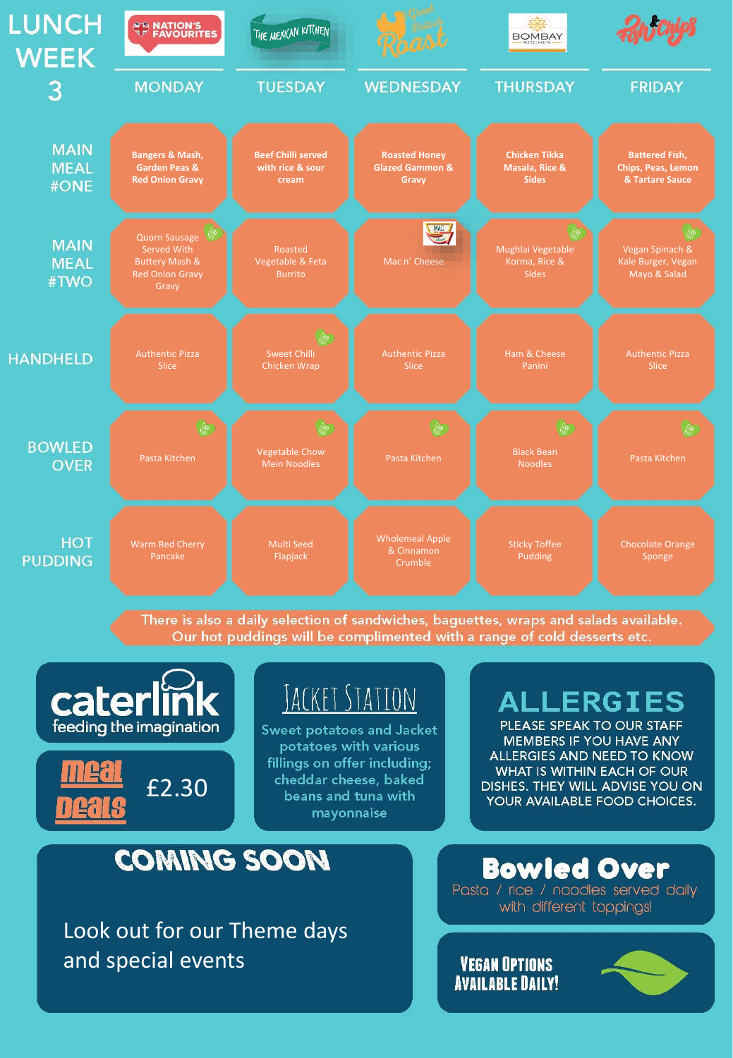# LUNCH WEEK 3

| | MONDAY | TUESDAY | WEDNESDAY | THURSDAY | FRIDAY |
|---|---|---|---|---|---|
| | NATION'S FAVOURITES | THE MEXICAN KITCHEN | Great British Roast | BOMBAY KITCHEN | Fish & Chips |
| MAIN MEAL #ONE | **Bangers & Mash, Garden Peas & Red Onion Gravy** | **Beef Chilli served with rice & sour cream** | **Roasted Honey Glazed Gammon & Gravy** | **Chicken Tikka Masala, Rice & Sides** | **Battered Fish, Chips, Peas, Lemon & Tartare Sauce** |
| MAIN MEAL #TWO | Quorn Sausage Served With Buttery Mash & Red Onion Gravy Gravy | Roasted Vegetable & Feta Burrito | Mac n' Cheese | Mughlai Vegetable Korma, Rice & Sides | Vegan Spinach & Kale Burger, Vegan Mayo & Salad |
| HANDHELD | Authentic Pizza Slice | Sweet Chilli Chicken Wrap | Authentic Pizza Slice | Ham & Cheese Panini | Authentic Pizza Slice |
| BOWLED OVER | Pasta Kitchen | Vegetable Chow Mein Noodles | Pasta Kitchen | Black Bean Noodles | Pasta Kitchen |
| HOT PUDDING | Warm Red Cherry Pancake | Multi Seed Flapjack | Wholemeal Apple & Cinnamon Crumble | Sticky Toffee Pudding | Chocolate Orange Sponge |

There is also a daily selection of sandwiches, baguettes, wraps and salads available. Our hot puddings will be complimented with a range of cold desserts etc.

**caterlink** feeding the imagination

**meal Deals** £2.30

## JACKET STATION

Sweet potatoes and Jacket potatoes with various fillings on offer including; cheddar cheese, baked beans and tuna with mayonnaise

## ALLERGIES

PLEASE SPEAK TO OUR STAFF MEMBERS IF YOU HAVE ANY ALLERGIES AND NEED TO KNOW WHAT IS WITHIN EACH OF OUR DISHES. THEY WILL ADVISE YOU ON YOUR AVAILABLE FOOD CHOICES.

## COMING SOON

Look out for our Theme days and special events

## Bowled Over

Pasta / rice / noodles served daily with different toppings!

**VEGAN OPTIONS AVAILABLE DAILY!**